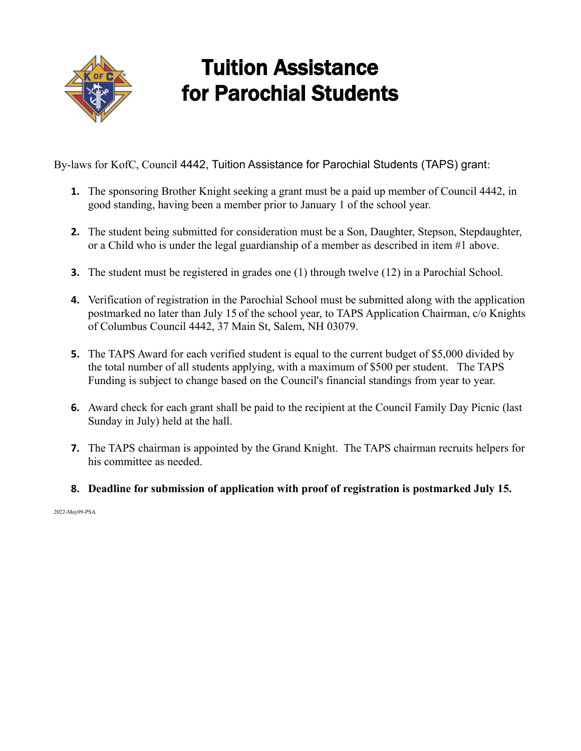# Tuition Assistance for Parochial Students

By-laws for KofC, Council 4442, Tuition Assistance for Parochial Students (TAPS) grant:

1. The sponsoring Brother Knight seeking a grant must be a paid up member of Council 4442, in good standing, having been a member prior to January 1 of the school year.

2. The student being submitted for consideration must be a Son, Daughter, Stepson, Stepdaughter, or a Child who is under the legal guardianship of a member as described in item #1 above.

3. The student must be registered in grades one (1) through twelve (12) in a Parochial School.

4. Verification of registration in the Parochial School must be submitted along with the application postmarked no later than July 15 of the school year, to TAPS Application Chairman, c/o Knights of Columbus Council 4442, 37 Main St, Salem, NH 03079.

5. The TAPS Award for each verified student is equal to the current budget of $5,000 divided by the total number of all students applying, with a maximum of $500 per student. The TAPS Funding is subject to change based on the Council's financial standings from year to year.

6. Award check for each grant shall be paid to the recipient at the Council Family Day Picnic (last Sunday in July) held at the hall.

7. The TAPS chairman is appointed by the Grand Knight. The TAPS chairman recruits helpers for his committee as needed.

8. **Deadline for submission of application with proof of registration is postmarked July 15.**

2022-May09-PSA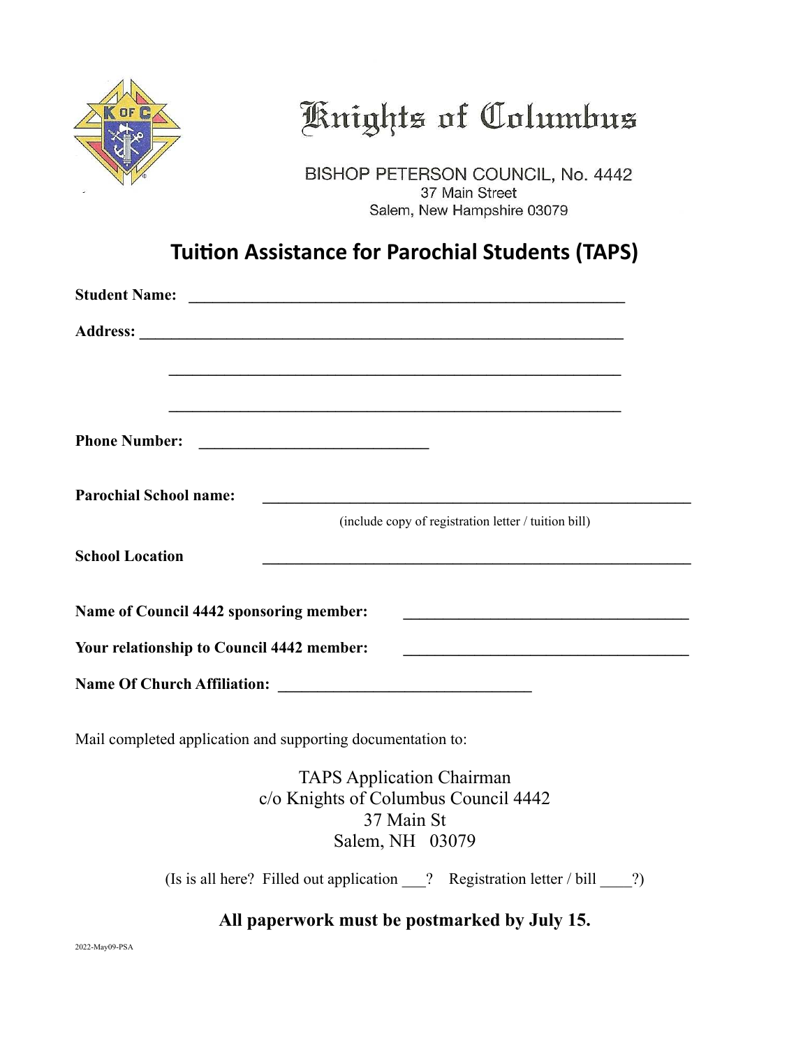# Knights of Columbus

BISHOP PETERSON COUNCIL, No. 4442
37 Main Street
Salem, New Hampshire 03079

## Tuition Assistance for Parochial Students (TAPS)

**Student Name:** ______________________________________________________

**Address:** ______________________________________________________________

______________________________________________________

______________________________________________________

**Phone Number:** ____________________________

**Parochial School name:** ____________________________________________________

(include copy of registration letter / tuition bill)

**School Location** ____________________________________________________

**Name of Council 4442 sponsoring member:** ____________________________________

**Your relationship to Council 4442 member:** ____________________________________

**Name Of Church Affiliation:** ______________________________

Mail completed application and supporting documentation to:

TAPS Application Chairman
c/o Knights of Columbus Council 4442
37 Main St
Salem, NH 03079

(Is is all here? Filled out application ___? Registration letter / bill ____?)

**All paperwork must be postmarked by July 15.**

2022-May09-PSA